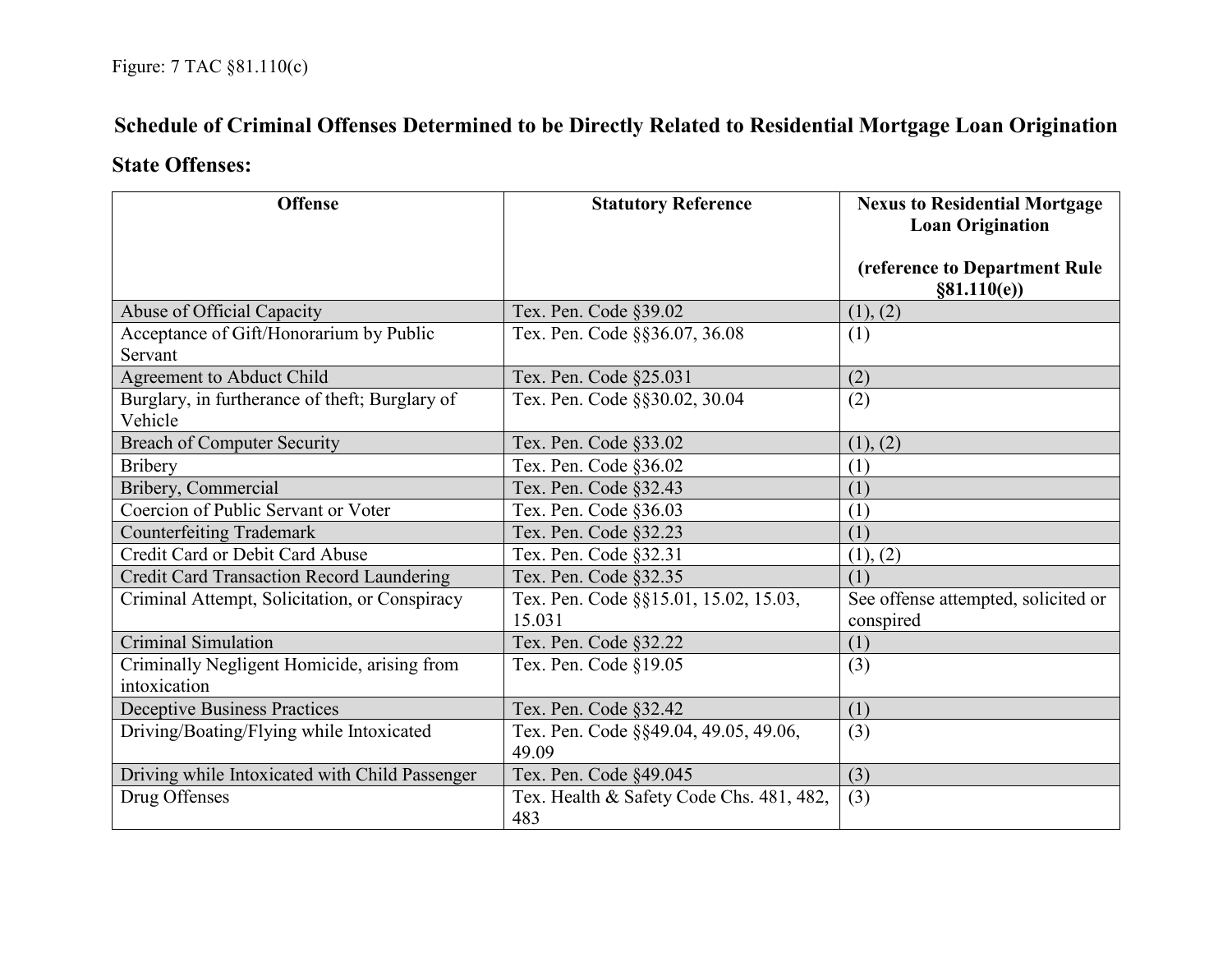Figure: 7 TAC §81.110(c)

## Schedule of Criminal Offenses Determined to be Directly Related to Residential Mortgage Loan Origination

### State Offenses:

| Offense | Statutory Reference | Nexus to Residential Mortgage Loan Origination<br><br>(reference to Department Rule §81.110(e)) |
|---|---|---|
| Abuse of Official Capacity | Tex. Pen. Code §39.02 | (1), (2) |
| Acceptance of Gift/Honorarium by Public Servant | Tex. Pen. Code §§36.07, 36.08 | (1) |
| Agreement to Abduct Child | Tex. Pen. Code §25.031 | (2) |
| Burglary, in furtherance of theft; Burglary of Vehicle | Tex. Pen. Code §§30.02, 30.04 | (2) |
| Breach of Computer Security | Tex. Pen. Code §33.02 | (1), (2) |
| Bribery | Tex. Pen. Code §36.02 | (1) |
| Bribery, Commercial | Tex. Pen. Code §32.43 | (1) |
| Coercion of Public Servant or Voter | Tex. Pen. Code §36.03 | (1) |
| Counterfeiting Trademark | Tex. Pen. Code §32.23 | (1) |
| Credit Card or Debit Card Abuse | Tex. Pen. Code §32.31 | (1), (2) |
| Credit Card Transaction Record Laundering | Tex. Pen. Code §32.35 | (1) |
| Criminal Attempt, Solicitation, or Conspiracy | Tex. Pen. Code §§15.01, 15.02, 15.03, 15.031 | See offense attempted, solicited or conspired |
| Criminal Simulation | Tex. Pen. Code §32.22 | (1) |
| Criminally Negligent Homicide, arising from intoxication | Tex. Pen. Code §19.05 | (3) |
| Deceptive Business Practices | Tex. Pen. Code §32.42 | (1) |
| Driving/Boating/Flying while Intoxicated | Tex. Pen. Code §§49.04, 49.05, 49.06, 49.09 | (3) |
| Driving while Intoxicated with Child Passenger | Tex. Pen. Code §49.045 | (3) |
| Drug Offenses | Tex. Health & Safety Code Chs. 481, 482, 483 | (3) |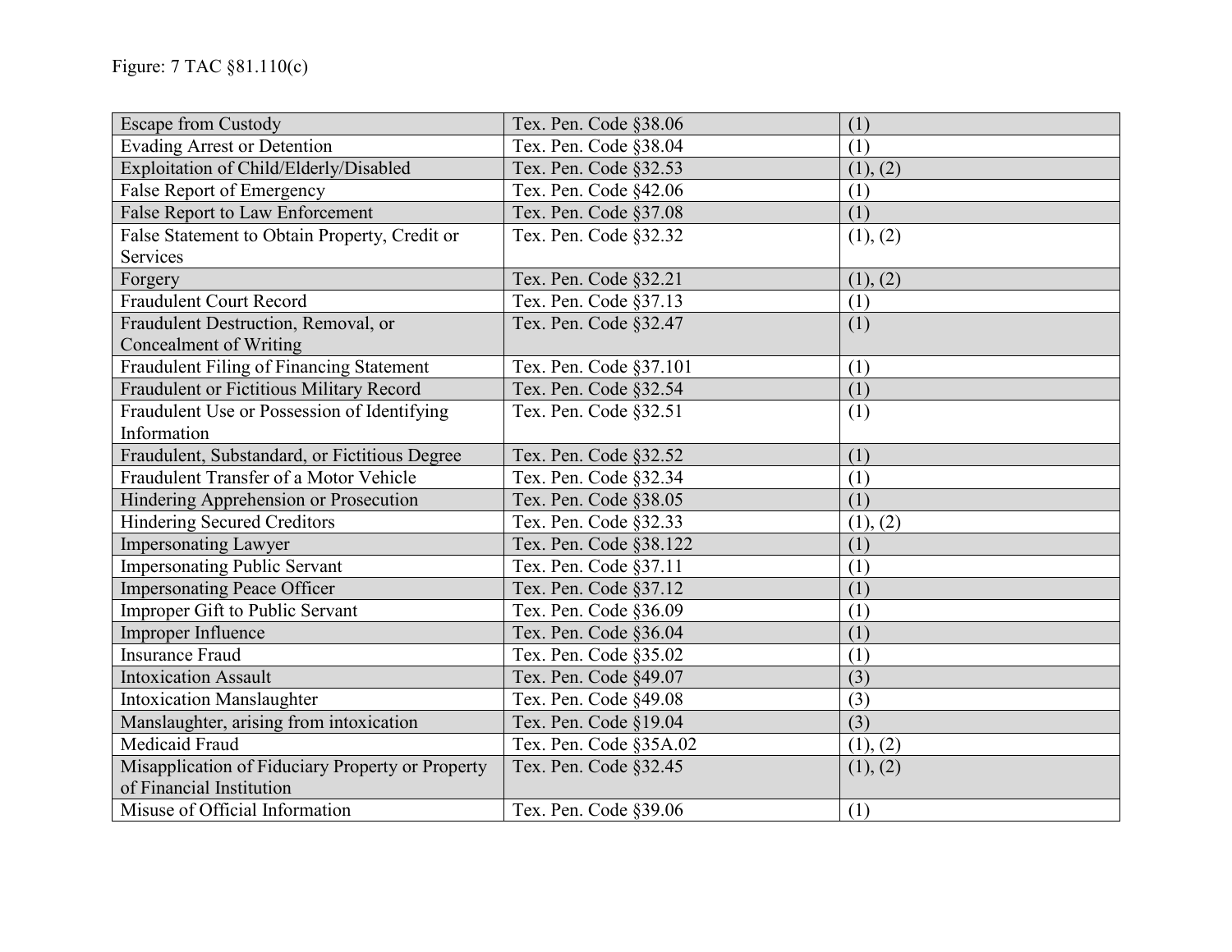Figure: 7 TAC §81.110(c)

| | | |
|---|---|---|
| Escape from Custody | Tex. Pen. Code §38.06 | (1) |
| Evading Arrest or Detention | Tex. Pen. Code §38.04 | (1) |
| Exploitation of Child/Elderly/Disabled | Tex. Pen. Code §32.53 | (1), (2) |
| False Report of Emergency | Tex. Pen. Code §42.06 | (1) |
| False Report to Law Enforcement | Tex. Pen. Code §37.08 | (1) |
| False Statement to Obtain Property, Credit or Services | Tex. Pen. Code §32.32 | (1), (2) |
| Forgery | Tex. Pen. Code §32.21 | (1), (2) |
| Fraudulent Court Record | Tex. Pen. Code §37.13 | (1) |
| Fraudulent Destruction, Removal, or Concealment of Writing | Tex. Pen. Code §32.47 | (1) |
| Fraudulent Filing of Financing Statement | Tex. Pen. Code §37.101 | (1) |
| Fraudulent or Fictitious Military Record | Tex. Pen. Code §32.54 | (1) |
| Fraudulent Use or Possession of Identifying Information | Tex. Pen. Code §32.51 | (1) |
| Fraudulent, Substandard, or Fictitious Degree | Tex. Pen. Code §32.52 | (1) |
| Fraudulent Transfer of a Motor Vehicle | Tex. Pen. Code §32.34 | (1) |
| Hindering Apprehension or Prosecution | Tex. Pen. Code §38.05 | (1) |
| Hindering Secured Creditors | Tex. Pen. Code §32.33 | (1), (2) |
| Impersonating Lawyer | Tex. Pen. Code §38.122 | (1) |
| Impersonating Public Servant | Tex. Pen. Code §37.11 | (1) |
| Impersonating Peace Officer | Tex. Pen. Code §37.12 | (1) |
| Improper Gift to Public Servant | Tex. Pen. Code §36.09 | (1) |
| Improper Influence | Tex. Pen. Code §36.04 | (1) |
| Insurance Fraud | Tex. Pen. Code §35.02 | (1) |
| Intoxication Assault | Tex. Pen. Code §49.07 | (3) |
| Intoxication Manslaughter | Tex. Pen. Code §49.08 | (3) |
| Manslaughter, arising from intoxication | Tex. Pen. Code §19.04 | (3) |
| Medicaid Fraud | Tex. Pen. Code §35A.02 | (1), (2) |
| Misapplication of Fiduciary Property or Property of Financial Institution | Tex. Pen. Code §32.45 | (1), (2) |
| Misuse of Official Information | Tex. Pen. Code §39.06 | (1) |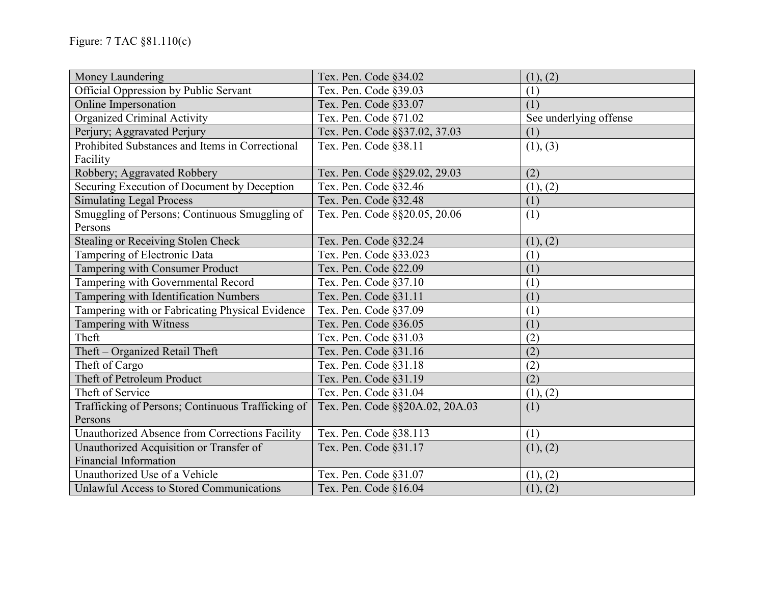Figure: 7 TAC §81.110(c)

| Money Laundering | Tex. Pen. Code §34.02 | (1), (2) |
|---|---|---|
| Official Oppression by Public Servant | Tex. Pen. Code §39.03 | (1) |
| Online Impersonation | Tex. Pen. Code §33.07 | (1) |
| Organized Criminal Activity | Tex. Pen. Code §71.02 | See underlying offense |
| Perjury; Aggravated Perjury | Tex. Pen. Code §§37.02, 37.03 | (1) |
| Prohibited Substances and Items in Correctional Facility | Tex. Pen. Code §38.11 | (1), (3) |
| Robbery; Aggravated Robbery | Tex. Pen. Code §§29.02, 29.03 | (2) |
| Securing Execution of Document by Deception | Tex. Pen. Code §32.46 | (1), (2) |
| Simulating Legal Process | Tex. Pen. Code §32.48 | (1) |
| Smuggling of Persons; Continuous Smuggling of Persons | Tex. Pen. Code §§20.05, 20.06 | (1) |
| Stealing or Receiving Stolen Check | Tex. Pen. Code §32.24 | (1), (2) |
| Tampering of Electronic Data | Tex. Pen. Code §33.023 | (1) |
| Tampering with Consumer Product | Tex. Pen. Code §22.09 | (1) |
| Tampering with Governmental Record | Tex. Pen. Code §37.10 | (1) |
| Tampering with Identification Numbers | Tex. Pen. Code §31.11 | (1) |
| Tampering with or Fabricating Physical Evidence | Tex. Pen. Code §37.09 | (1) |
| Tampering with Witness | Tex. Pen. Code §36.05 | (1) |
| Theft | Tex. Pen. Code §31.03 | (2) |
| Theft – Organized Retail Theft | Tex. Pen. Code §31.16 | (2) |
| Theft of Cargo | Tex. Pen. Code §31.18 | (2) |
| Theft of Petroleum Product | Tex. Pen. Code §31.19 | (2) |
| Theft of Service | Tex. Pen. Code §31.04 | (1), (2) |
| Trafficking of Persons; Continuous Trafficking of Persons | Tex. Pen. Code §§20A.02, 20A.03 | (1) |
| Unauthorized Absence from Corrections Facility | Tex. Pen. Code §38.113 | (1) |
| Unauthorized Acquisition or Transfer of Financial Information | Tex. Pen. Code §31.17 | (1), (2) |
| Unauthorized Use of a Vehicle | Tex. Pen. Code §31.07 | (1), (2) |
| Unlawful Access to Stored Communications | Tex. Pen. Code §16.04 | (1), (2) |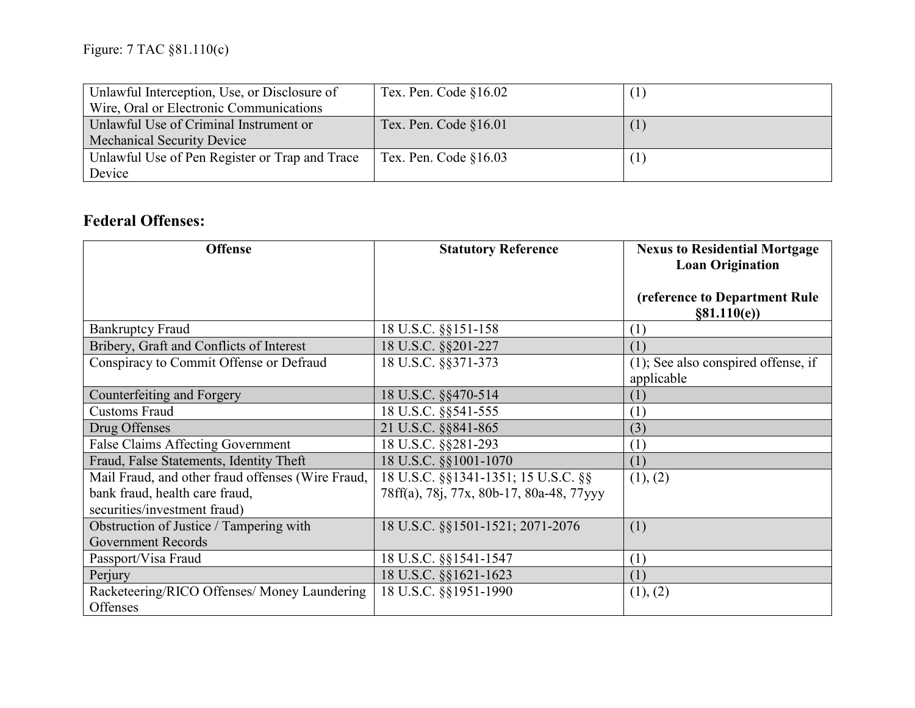Figure: 7 TAC §81.110(c)

| | | |
|---|---|---|
| Unlawful Interception, Use, or Disclosure of Wire, Oral or Electronic Communications | Tex. Pen. Code §16.02 | (1) |
| Unlawful Use of Criminal Instrument or Mechanical Security Device | Tex. Pen. Code §16.01 | (1) |
| Unlawful Use of Pen Register or Trap and Trace Device | Tex. Pen. Code §16.03 | (1) |

## Federal Offenses:

| Offense | Statutory Reference | Nexus to Residential Mortgage Loan Origination (reference to Department Rule §81.110(e)) |
|---|---|---|
| Bankruptcy Fraud | 18 U.S.C. §§151-158 | (1) |
| Bribery, Graft and Conflicts of Interest | 18 U.S.C. §§201-227 | (1) |
| Conspiracy to Commit Offense or Defraud | 18 U.S.C. §§371-373 | (1); See also conspired offense, if applicable |
| Counterfeiting and Forgery | 18 U.S.C. §§470-514 | (1) |
| Customs Fraud | 18 U.S.C. §§541-555 | (1) |
| Drug Offenses | 21 U.S.C. §§841-865 | (3) |
| False Claims Affecting Government | 18 U.S.C. §§281-293 | (1) |
| Fraud, False Statements, Identity Theft | 18 U.S.C. §§1001-1070 | (1) |
| Mail Fraud, and other fraud offenses (Wire Fraud, bank fraud, health care fraud, securities/investment fraud) | 18 U.S.C. §§1341-1351; 15 U.S.C. §§ 78ff(a), 78j, 77x, 80b-17, 80a-48, 77yyy | (1), (2) |
| Obstruction of Justice / Tampering with Government Records | 18 U.S.C. §§1501-1521; 2071-2076 | (1) |
| Passport/Visa Fraud | 18 U.S.C. §§1541-1547 | (1) |
| Perjury | 18 U.S.C. §§1621-1623 | (1) |
| Racketeering/RICO Offenses/ Money Laundering Offenses | 18 U.S.C. §§1951-1990 | (1), (2) |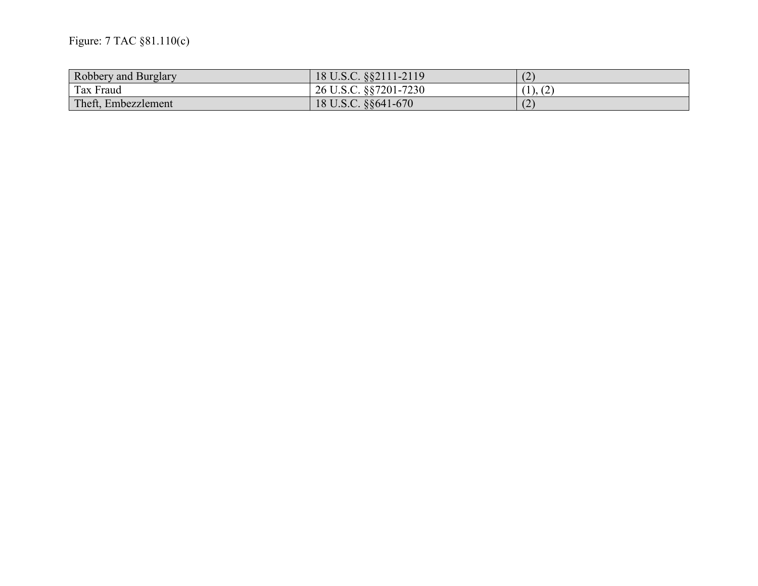Figure: 7 TAC §81.110(c)

| | | |
|---|---|---|
| Robbery and Burglary | 18 U.S.C. §§2111-2119 | (2) |
| Tax Fraud | 26 U.S.C. §§7201-7230 | (1), (2) |
| Theft, Embezzlement | 18 U.S.C. §§641-670 | (2) |